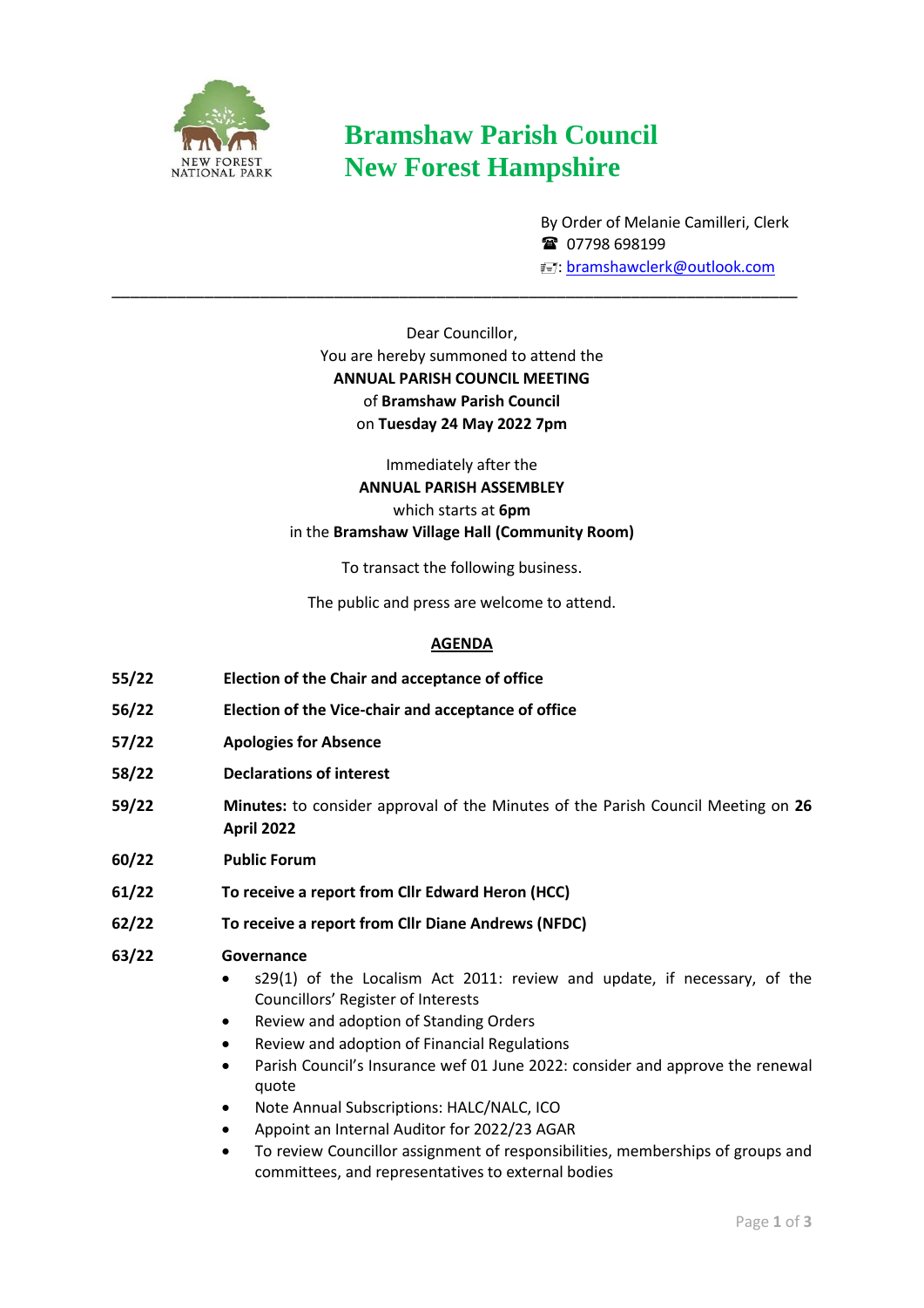NEW FOREST NATIONAL PARK

# Bramshaw Parish Council
# New Forest Hampshire

By Order of Melanie Camilleri, Clerk
☎ 07798 698199
: bramshawclerk@outlook.com

---

Dear Councillor,
You are hereby summoned to attend the
**ANNUAL PARISH COUNCIL MEETING**
of **Bramshaw Parish Council**
on **Tuesday 24 May 2022 7pm**

Immediately after the
**ANNUAL PARISH ASSEMBLEY**
which starts at **6pm**
in the **Bramshaw Village Hall (Community Room)**

To transact the following business.

The public and press are welcome to attend.

## AGENDA

**55/22** **Election of the Chair and acceptance of office**

**56/22** **Election of the Vice-chair and acceptance of office**

**57/22** **Apologies for Absence**

**58/22** **Declarations of interest**

**59/22** **Minutes:** to consider approval of the Minutes of the Parish Council Meeting on **26 April 2022**

**60/22** **Public Forum**

**61/22** **To receive a report from Cllr Edward Heron (HCC)**

**62/22** **To receive a report from Cllr Diane Andrews (NFDC)**

**63/22** **Governance**

- s29(1) of the Localism Act 2011: review and update, if necessary, of the Councillors' Register of Interests
- Review and adoption of Standing Orders
- Review and adoption of Financial Regulations
- Parish Council's Insurance wef 01 June 2022: consider and approve the renewal quote
- Note Annual Subscriptions: HALC/NALC, ICO
- Appoint an Internal Auditor for 2022/23 AGAR
- To review Councillor assignment of responsibilities, memberships of groups and committees, and representatives to external bodies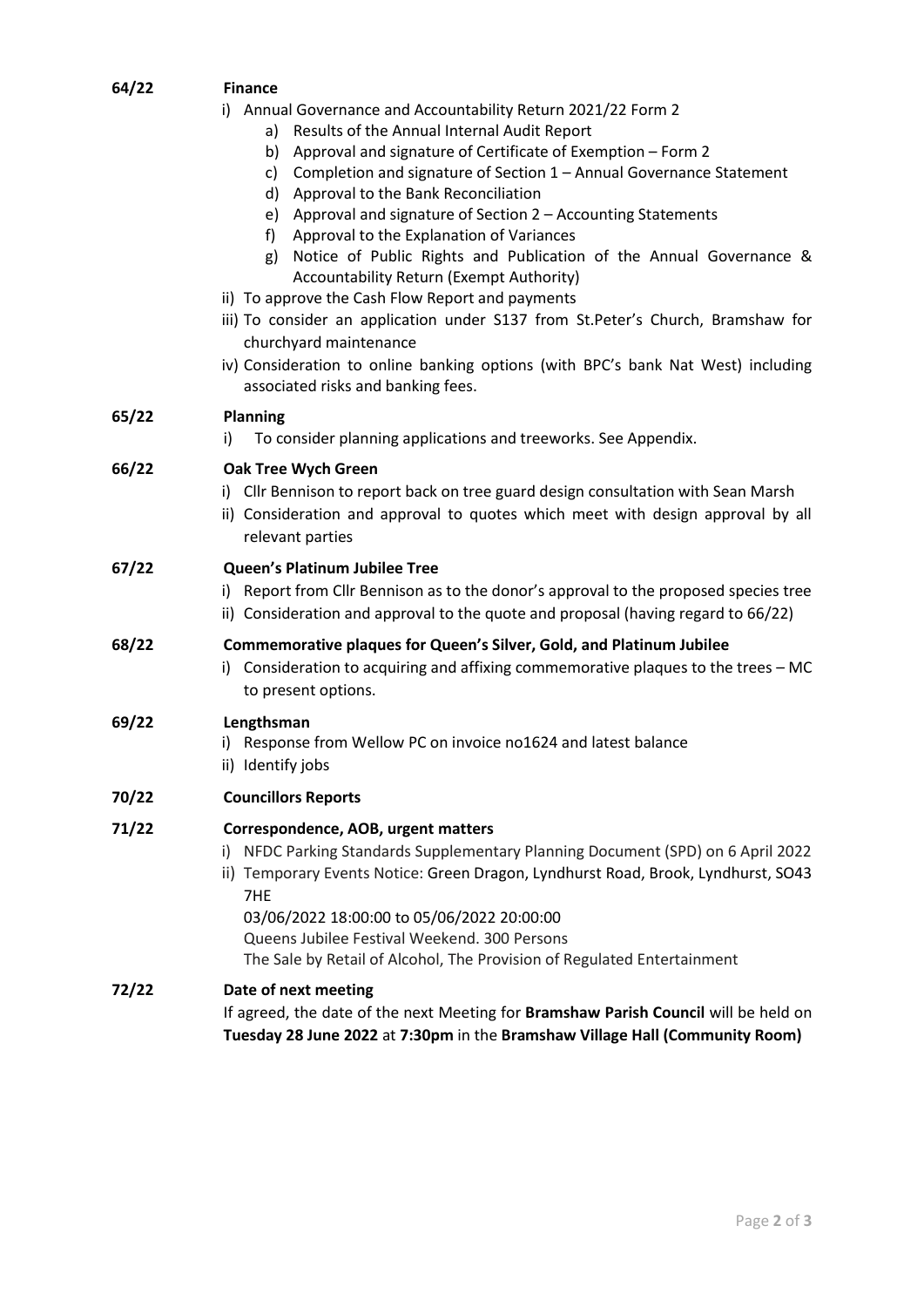**64/22 Finance**

i) Annual Governance and Accountability Return 2021/22 Form 2
   a) Results of the Annual Internal Audit Report
   b) Approval and signature of Certificate of Exemption – Form 2
   c) Completion and signature of Section 1 – Annual Governance Statement
   d) Approval to the Bank Reconciliation
   e) Approval and signature of Section 2 – Accounting Statements
   f) Approval to the Explanation of Variances
   g) Notice of Public Rights and Publication of the Annual Governance & Accountability Return (Exempt Authority)

ii) To approve the Cash Flow Report and payments

iii) To consider an application under S137 from St.Peter's Church, Bramshaw for churchyard maintenance

iv) Consideration to online banking options (with BPC's bank Nat West) including associated risks and banking fees.

**65/22 Planning**

i) To consider planning applications and treeworks. See Appendix.

**66/22 Oak Tree Wych Green**

i) Cllr Bennison to report back on tree guard design consultation with Sean Marsh

ii) Consideration and approval to quotes which meet with design approval by all relevant parties

**67/22 Queen's Platinum Jubilee Tree**

i) Report from Cllr Bennison as to the donor's approval to the proposed species tree

ii) Consideration and approval to the quote and proposal (having regard to 66/22)

**68/22 Commemorative plaques for Queen's Silver, Gold, and Platinum Jubilee**

i) Consideration to acquiring and affixing commemorative plaques to the trees – MC to present options.

**69/22 Lengthsman**

i) Response from Wellow PC on invoice no1624 and latest balance

ii) Identify jobs

**70/22 Councillors Reports**

**71/22 Correspondence, AOB, urgent matters**

i) NFDC Parking Standards Supplementary Planning Document (SPD) on 6 April 2022

ii) Temporary Events Notice: Green Dragon, Lyndhurst Road, Brook, Lyndhurst, SO43 7HE
03/06/2022 18:00:00 to 05/06/2022 20:00:00
Queens Jubilee Festival Weekend. 300 Persons
The Sale by Retail of Alcohol, The Provision of Regulated Entertainment

**72/22 Date of next meeting**

If agreed, the date of the next Meeting for **Bramshaw Parish Council** will be held on **Tuesday 28 June 2022** at **7:30pm** in the **Bramshaw Village Hall (Community Room)**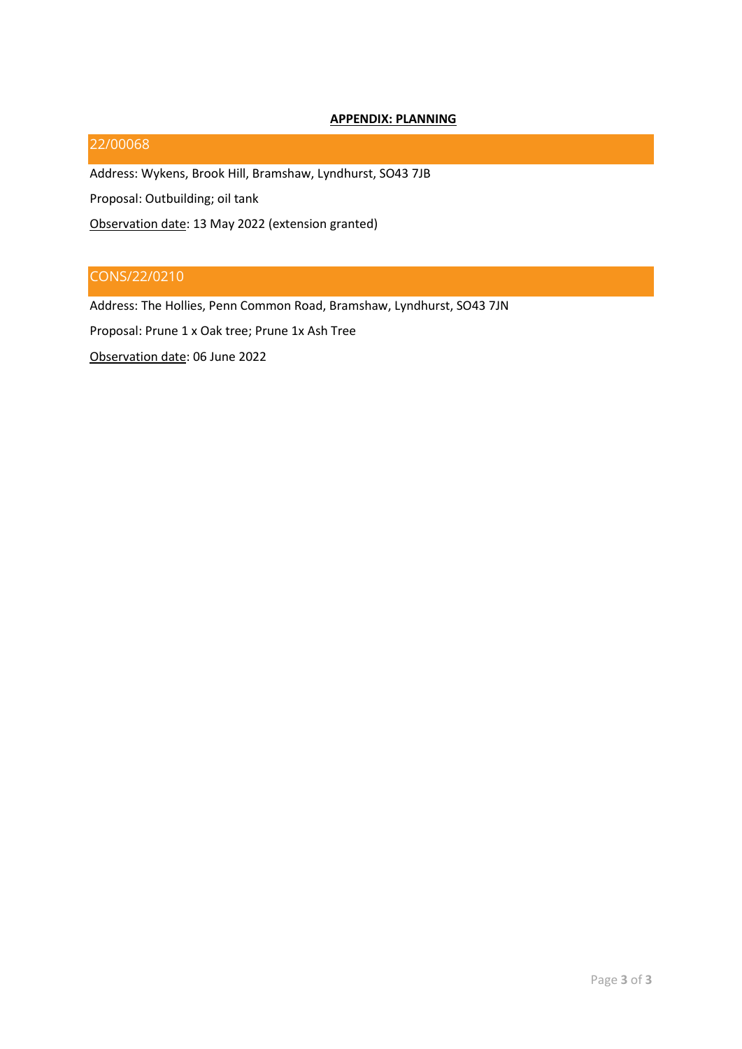**APPENDIX: PLANNING**

## 22/00068

Address: Wykens, Brook Hill, Bramshaw, Lyndhurst, SO43 7JB

Proposal: Outbuilding; oil tank

Observation date: 13 May 2022 (extension granted)

## CONS/22/0210

Address: The Hollies, Penn Common Road, Bramshaw, Lyndhurst, SO43 7JN

Proposal: Prune 1 x Oak tree; Prune 1x Ash Tree

Observation date: 06 June 2022